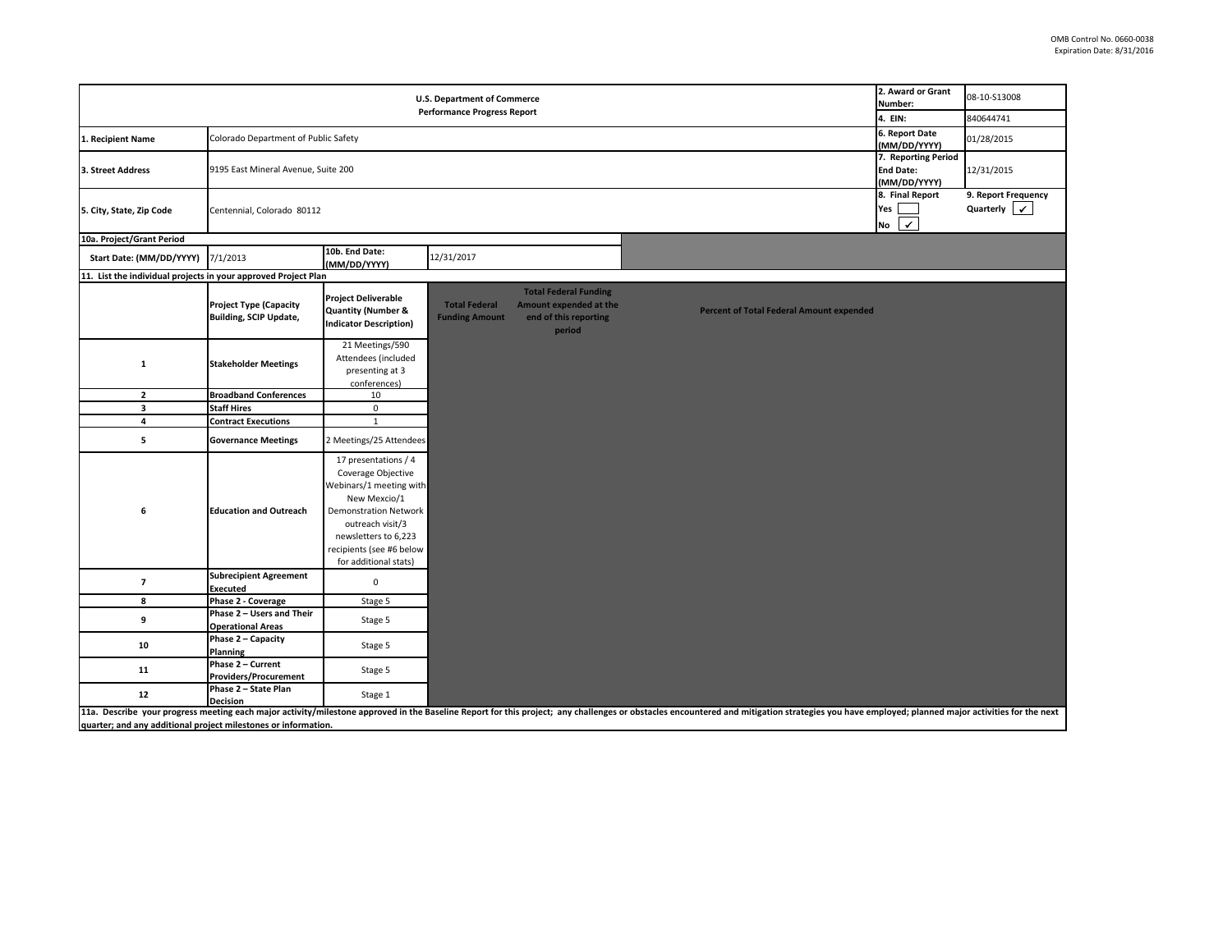OMB Control No. 0660-0038
Expiration Date: 8/31/2016

| U.S. Department of Commerce Performance Progress Report | | | | | 2. Award or Grant Number: | 08-10-S13008 |
|---|---|---|---|---|---|---|
| | | | | | 4. EIN: | 840644741 |
| 1. Recipient Name | Colorado Department of Public Safety | | | | 6. Report Date (MM/DD/YYYY) | 01/28/2015 |
| 3. Street Address | 9195 East Mineral Avenue, Suite 200 | | | | 7. Reporting Period End Date: (MM/DD/YYYY) | 12/31/2015 |
| 5. City, State, Zip Code | Centennial, Colorado 80112 | | | | 8. Final Report Yes [ ] No [✓] | 9. Report Frequency Quarterly [✓] |
| **10a. Project/Grant Period** | | | | | | |
| Start Date: (MM/DD/YYYY) | 7/1/2013 | 10b. End Date: (MM/DD/YYYY) | 12/31/2017 | | | |
| **11. List the individual projects in your approved Project Plan** | | | | | | |
| | Project Type (Capacity Building, SCIP Update, | Project Deliverable Quantity (Number & Indicator Description) | Total Federal Funding Amount | Total Federal Funding Amount expended at the end of this reporting period | Percent of Total Federal Amount expended | |
| 1 | Stakeholder Meetings | 21 Meetings/590 Attendees (included presenting at 3 conferences) | | | | |
| 2 | Broadband Conferences | 10 | | | | |
| 3 | Staff Hires | 0 | | | | |
| 4 | Contract Executions | 1 | | | | |
| 5 | Governance Meetings | 2 Meetings/25 Attendees | | | | |
| 6 | Education and Outreach | 17 presentations / 4 Coverage Objective Webinars/1 meeting with New Mexcio/1 Demonstration Network outreach visit/3 newsletters to 6,223 recipients (see #6 below for additional stats) | | | | |
| 7 | Subrecipient Agreement Executed | 0 | | | | |
| 8 | Phase 2 - Coverage | Stage 5 | | | | |
| 9 | Phase 2 – Users and Their Operational Areas | Stage 5 | | | | |
| 10 | Phase 2 – Capacity Planning | Stage 5 | | | | |
| 11 | Phase 2 – Current Providers/Procurement | Stage 5 | | | | |
| 12 | Phase 2 – State Plan Decision | Stage 1 | | | | |

**11a. Describe your progress meeting each major activity/milestone approved in the Baseline Report for this project; any challenges or obstacles encountered and mitigation strategies you have employed; planned major activities for the next quarter; and any additional project milestones or information.**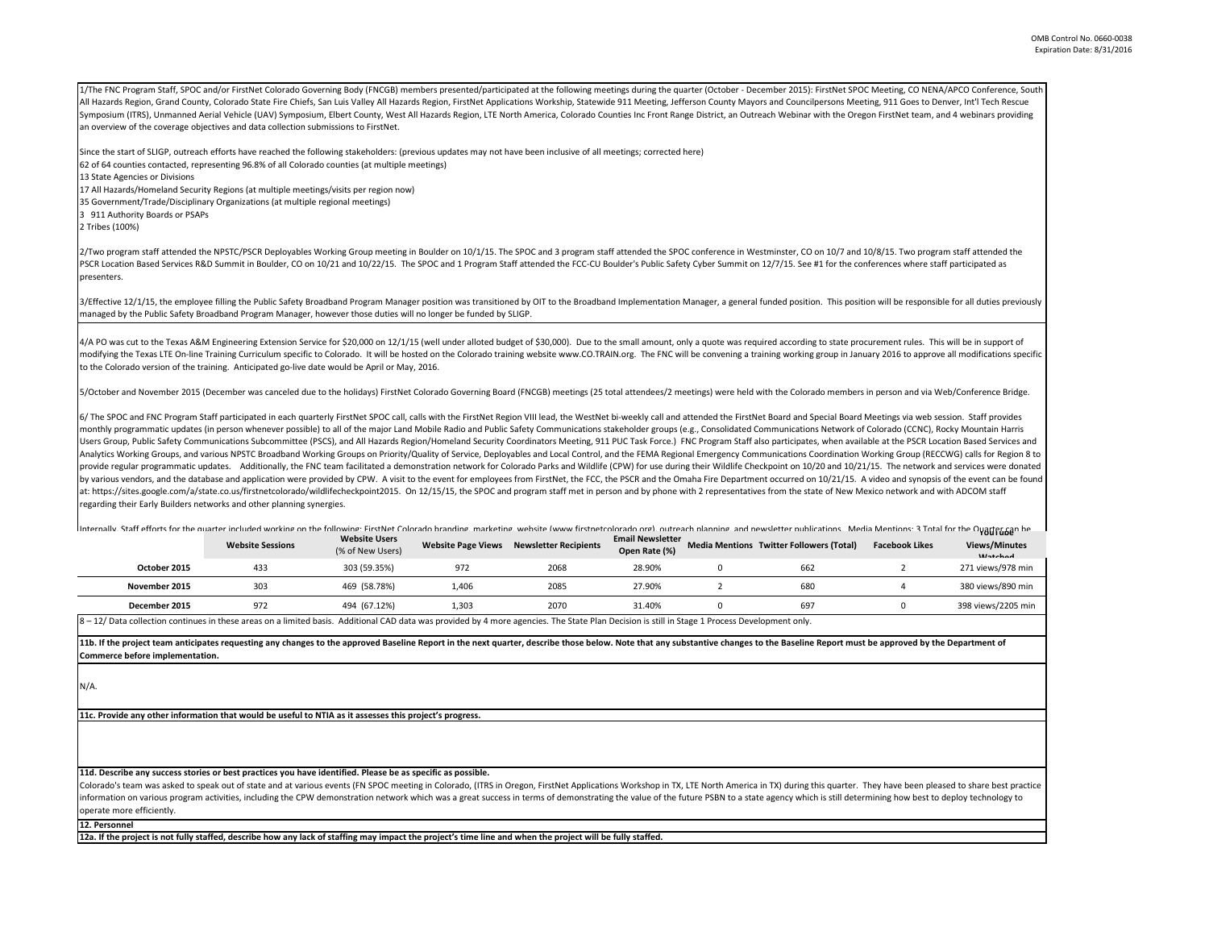1/The FNC Program Staff, SPOC and/or FirstNet Colorado Governing Body (FNCGB) members presented/participated at the following meetings during the quarter (October - December 2015): FirstNet SPOC Meeting, CO NENA/APCO Conference, South All Hazards Region, Grand County, Colorado State Fire Chiefs, San Luis Valley All Hazards Region, FirstNet Applications Workship, Statewide 911 Meeting, Jefferson County Mayors and Councilpersons Meeting, 911 Goes to Denver, Int'l Tech Rescue Symposium (ITRS), Unmanned Aerial Vehicle (UAV) Symposium, Elbert County, West All Hazards Region, LTE North America, Colorado Counties Inc Front Range District, an Outreach Webinar with the Oregon FirstNet team, and 4 webinars providing an overview of the coverage objectives and data collection submissions to FirstNet.

Since the start of SLIGP, outreach efforts have reached the following stakeholders: (previous updates may not have been inclusive of all meetings; corrected here)
62 of 64 counties contacted, representing 96.8% of all Colorado counties (at multiple meetings)
13 State Agencies or Divisions
17 All Hazards/Homeland Security Regions (at multiple meetings/visits per region now)
35 Government/Trade/Disciplinary Organizations (at multiple regional meetings)
3 911 Authority Boards or PSAPs
2 Tribes (100%)

2/Two program staff attended the NPSTC/PSCR Deployables Working Group meeting in Boulder on 10/1/15. The SPOC and 3 program staff attended the SPOC conference in Westminster, CO on 10/7 and 10/8/15. Two program staff attended the PSCR Location Based Services R&D Summit in Boulder, CO on 10/21 and 10/22/15. The SPOC and 1 Program Staff attended the FCC-CU Boulder's Public Safety Cyber Summit on 12/7/15. See #1 for the conferences where staff participated as presenters.

3/Effective 12/1/15, the employee filling the Public Safety Broadband Program Manager position was transitioned by OIT to the Broadband Implementation Manager, a general funded position. This position will be responsible for all duties previously managed by the Public Safety Broadband Program Manager, however those duties will no longer be funded by SLIGP.

4/A PO was cut to the Texas A&M Engineering Extension Service for $20,000 on 12/1/15 (well under alloted budget of $30,000). Due to the small amount, only a quote was required according to state procurement rules. This will be in support of modifying the Texas LTE On-line Training Curriculum specific to Colorado. It will be hosted on the Colorado training website www.CO.TRAIN.org. The FNC will be convening a training working group in January 2016 to approve all modifications specific to the Colorado version of the training. Anticipated go-live date would be April or May, 2016.

5/October and November 2015 (December was canceled due to the holidays) FirstNet Colorado Governing Board (FNCGB) meetings (25 total attendees/2 meetings) were held with the Colorado members in person and via Web/Conference Bridge.

6/ The SPOC and FNC Program Staff participated in each quarterly FirstNet SPOC call, calls with the FirstNet Region VIII lead, the WestNet bi-weekly call and attended the FirstNet Board and Special Board Meetings via web session. Staff provides monthly programmatic updates (in person whenever possible) to all of the major Land Mobile Radio and Public Safety Communications stakeholder groups (e.g., Consolidated Communications Network of Colorado (CCNC), Rocky Mountain Harris Users Group, Public Safety Communications Subcommittee (PSCS), and All Hazards Region/Homeland Security Coordinators Meeting, 911 PUC Task Force.) FNC Program Staff also participates, when available at the PSCR Location Based Services and Analytics Working Groups, and various NPSTC Broadband Working Groups on Priority/Quality of Service, Deployables and Local Control, and the FEMA Regional Emergency Communications Coordination Working Group (RECCWG) calls for Region 8 to provide regular programmatic updates. Additionally, the FNC team facilitated a demonstration network for Colorado Parks and Wildlife (CPW) for use during their Wildlife Checkpoint on 10/20 and 10/21/15. The network and services were donated by various vendors, and the database and application were provided by CPW. A visit to the event for employees from FirstNet, the FCC, the PSCR and the Omaha Fire Department occurred on 10/21/15. A video and synopsis of the event can be found at: https://sites.google.com/a/state.co.us/firstnetcolorado/wildlifecheckpoint2015. On 12/15/15, the SPOC and program staff met in person and by phone with 2 representatives from the state of New Mexico network and with ADCOM staff regarding their Early Builders networks and other planning synergies.

Internally, Staff efforts for the quarter included working on the following: FirstNet Colorado branding, marketing, website (www.firstnetcolorado.org), outreach planning, and newsletter publications. Media Mentions: 3 Total for the Quarter can be

| | Website Sessions | Website Users (% of New Users) | Website Page Views | Newsletter Recipients | Email Newsletter Open Rate (%) | Media Mentions | Twitter Followers (Total) | Facebook Likes | YouTube Views/Minutes Watched |
|---|---|---|---|---|---|---|---|---|---|
| October 2015 | 433 | 303 (59.35%) | 972 | 2068 | 28.90% | 0 | 662 | 2 | 271 views/978 min |
| November 2015 | 303 | 469 (58.78%) | 1,406 | 2085 | 27.90% | 2 | 680 | 4 | 380 views/890 min |
| December 2015 | 972 | 494 (67.12%) | 1,303 | 2070 | 31.40% | 0 | 697 | 0 | 398 views/2205 min |

8 – 12/ Data collection continues in these areas on a limited basis. Additional CAD data was provided by 4 more agencies. The State Plan Decision is still in Stage 1 Process Development only.

**11b. If the project team anticipates requesting any changes to the approved Baseline Report in the next quarter, describe those below. Note that any substantive changes to the Baseline Report must be approved by the Department of Commerce before implementation.**

N/A.

**11c. Provide any other information that would be useful to NTIA as it assesses this project's progress.**

**11d. Describe any success stories or best practices you have identified. Please be as specific as possible.**

Colorado's team was asked to speak out of state and at various events (FN SPOC meeting in Colorado, (ITRS in Oregon, FirstNet Applications Workshop in TX, LTE North America in TX) during this quarter. They have been pleased to share best practice information on various program activities, including the CPW demonstration network which was a great success in terms of demonstrating the value of the future PSBN to a state agency which is still determining how best to deploy technology to operate more efficiently.

**12. Personnel**

**12a. If the project is not fully staffed, describe how any lack of staffing may impact the project's time line and when the project will be fully staffed.**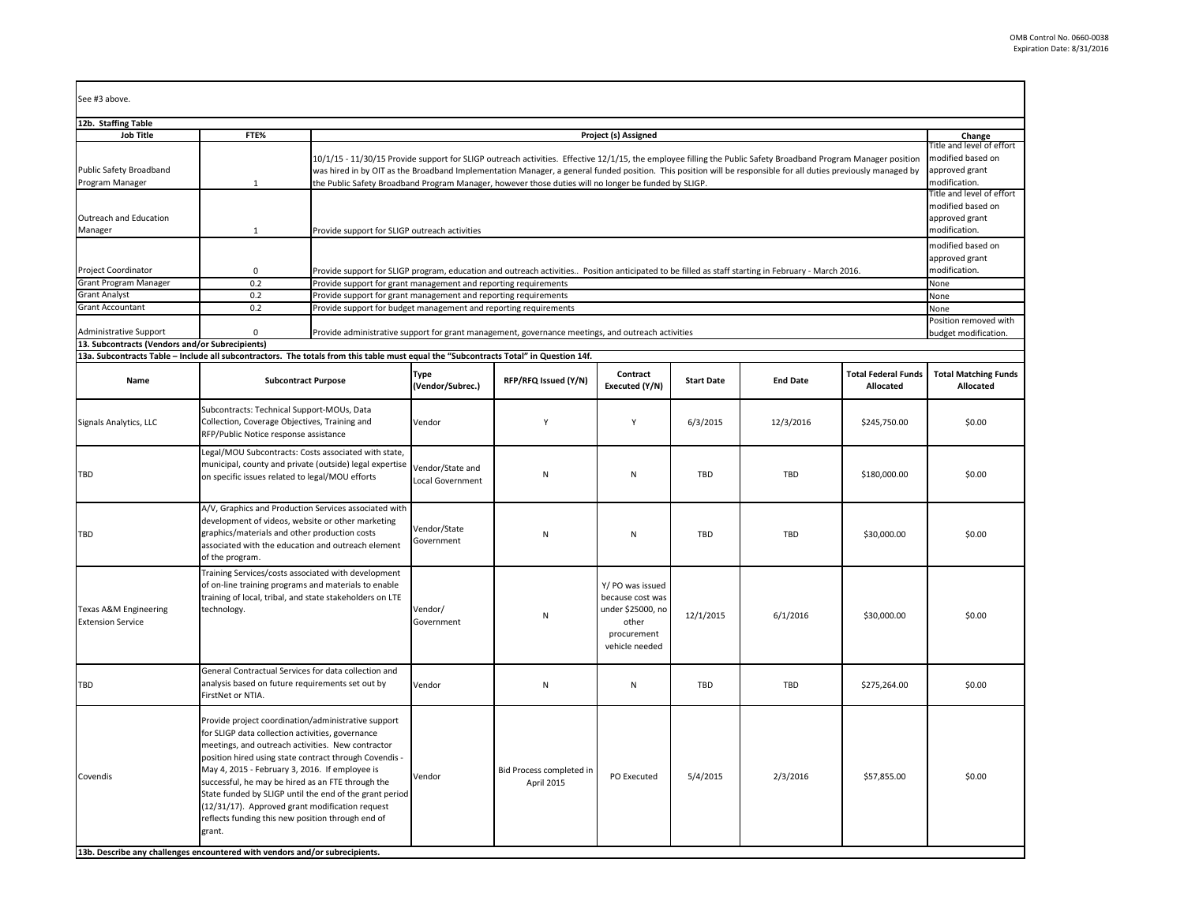See #3 above.

**12b. Staffing Table**

| Job Title | FTE% | Project (s) Assigned | Change |
|---|---|---|---|
| Public Safety Broadband Program Manager | 1 | 10/1/15 - 11/30/15 Provide support for SLIGP outreach activities. Effective 12/1/15, the employee filling the Public Safety Broadband Program Manager position was hired in by OIT as the Broadband Implementation Manager, a general funded position. This position will be responsible for all duties previously managed by the Public Safety Broadband Program Manager, however those duties will no longer be funded by SLIGP. | Title and level of effort modified based on approved grant modification. |
| Outreach and Education Manager | 1 | Provide support for SLIGP outreach activities | Title and level of effort modified based on approved grant modification. |
| Project Coordinator | 0 | Provide support for SLIGP program, education and outreach activities.. Position anticipated to be filled as staff starting in February - March 2016. | modified based on approved grant modification. |
| Grant Program Manager | 0.2 | Provide support for grant management and reporting requirements | None |
| Grant Analyst | 0.2 | Provide support for grant management and reporting requirements | None |
| Grant Accountant | 0.2 | Provide support for budget management and reporting requirements | None |
| Administrative Support | 0 | Provide administrative support for grant management, governance meetings, and outreach activities | Position removed with budget modification. |

**13. Subcontracts (Vendors and/or Subrecipients)**

**13a. Subcontracts Table – Include all subcontractors. The totals from this table must equal the "Subcontracts Total" in Question 14f.**

| Name | Subcontract Purpose | Type (Vendor/Subrec.) | RFP/RFQ Issued (Y/N) | Contract Executed (Y/N) | Start Date | End Date | Total Federal Funds Allocated | Total Matching Funds Allocated |
|---|---|---|---|---|---|---|---|---|
| Signals Analytics, LLC | Subcontracts: Technical Support-MOUs, Data Collection, Coverage Objectives, Training and RFP/Public Notice response assistance | Vendor | Y | Y | 6/3/2015 | 12/3/2016 | $245,750.00 | $0.00 |
| TBD | Legal/MOU Subcontracts: Costs associated with state, municipal, county and private (outside) legal expertise on specific issues related to legal/MOU efforts | Vendor/State and Local Government | N | N | TBD | TBD | $180,000.00 | $0.00 |
| TBD | A/V, Graphics and Production Services associated with development of videos, website or other marketing graphics/materials and other production costs associated with the education and outreach element of the program. | Vendor/State Government | N | N | TBD | TBD | $30,000.00 | $0.00 |
| Texas A&M Engineering Extension Service | Training Services/costs associated with development of on-line training programs and materials to enable training of local, tribal, and state stakeholders on LTE technology. | Vendor/ Government | N | Y/ PO was issued because cost was under $25000, no other procurement vehicle needed | 12/1/2015 | 6/1/2016 | $30,000.00 | $0.00 |
| TBD | General Contractual Services for data collection and analysis based on future requirements set out by FirstNet or NTIA. | Vendor | N | N | TBD | TBD | $275,264.00 | $0.00 |
| Covendis | Provide project coordination/administrative support for SLIGP data collection activities, governance meetings, and outreach activities. New contractor position hired using state contract through Covendis - May 4, 2015 - February 3, 2016. If employee is successful, he may be hired as an FTE through the State funded by SLIGP until the end of the grant period (12/31/17). Approved grant modification request reflects funding this new position through end of grant. | Vendor | Bid Process completed in April 2015 | PO Executed | 5/4/2015 | 2/3/2016 | $57,855.00 | $0.00 |

**13b. Describe any challenges encountered with vendors and/or subrecipients.**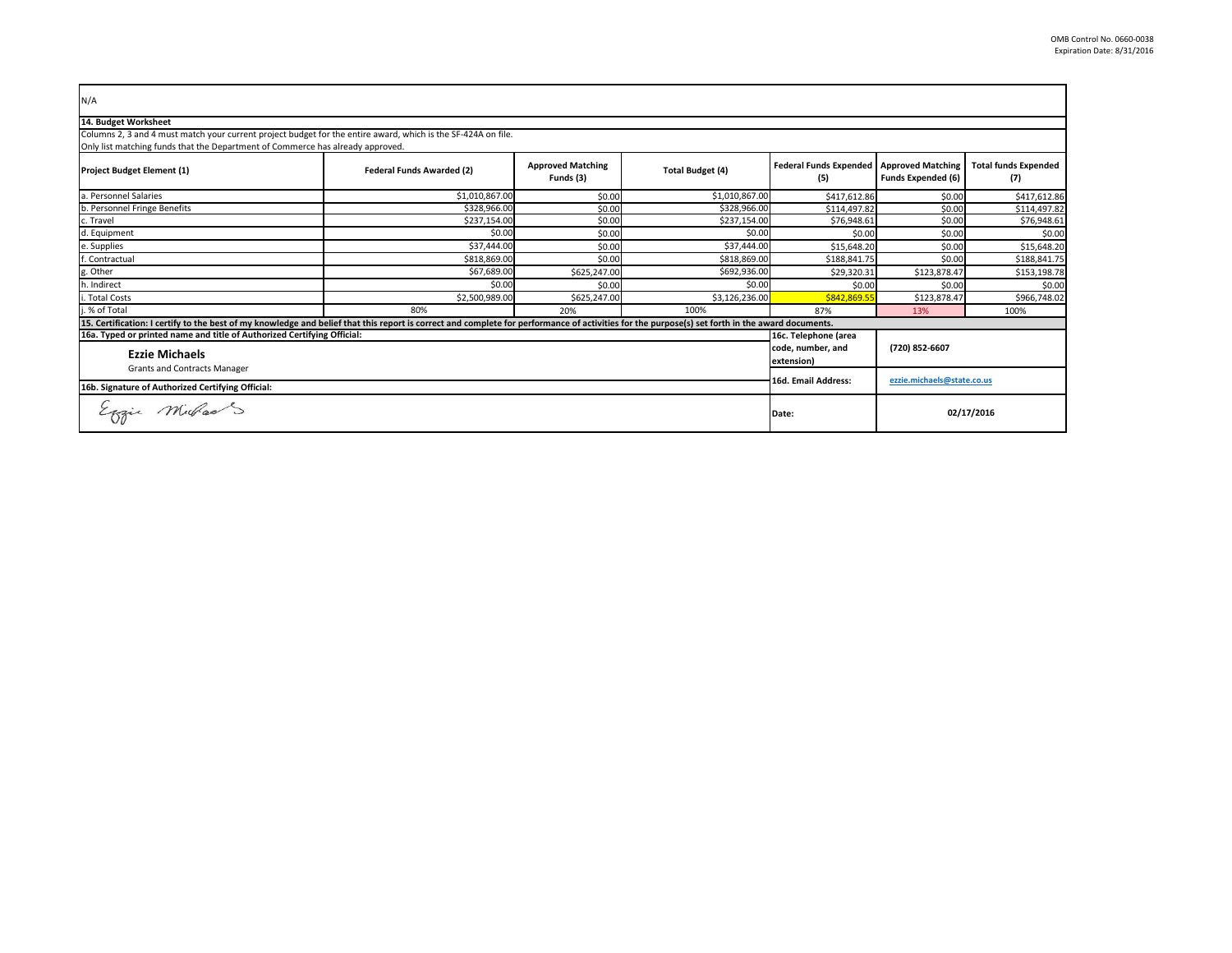N/A

**14. Budget Worksheet**

Columns 2, 3 and 4 must match your current project budget for the entire award, which is the SF-424A on file.
Only list matching funds that the Department of Commerce has already approved.

| Project Budget Element (1) | Federal Funds Awarded (2) | Approved Matching Funds (3) | Total Budget (4) | Federal Funds Expended (5) | Approved Matching Funds Expended (6) | Total funds Expended (7) |
|---|---|---|---|---|---|---|
| a. Personnel Salaries | $1,010,867.00 | $0.00 | $1,010,867.00 | $417,612.86 | $0.00 | $417,612.86 |
| b. Personnel Fringe Benefits | $328,966.00 | $0.00 | $328,966.00 | $114,497.82 | $0.00 | $114,497.82 |
| c. Travel | $237,154.00 | $0.00 | $237,154.00 | $76,948.61 | $0.00 | $76,948.61 |
| d. Equipment | $0.00 | $0.00 | $0.00 | $0.00 | $0.00 | $0.00 |
| e. Supplies | $37,444.00 | $0.00 | $37,444.00 | $15,648.20 | $0.00 | $15,648.20 |
| f. Contractual | $818,869.00 | $0.00 | $818,869.00 | $188,841.75 | $0.00 | $188,841.75 |
| g. Other | $67,689.00 | $625,247.00 | $692,936.00 | $29,320.31 | $123,878.47 | $153,198.78 |
| h. Indirect | $0.00 | $0.00 | $0.00 | $0.00 | $0.00 | $0.00 |
| i. Total Costs | $2,500,989.00 | $625,247.00 | $3,126,236.00 | $842,869.55 | $123,878.47 | $966,748.02 |
| j. % of Total | 80% | 20% | 100% | 87% | 13% | 100% |

**15. Certification: I certify to the best of my knowledge and belief that this report is correct and complete for performance of activities for the purpose(s) set forth in the award documents.**

**16a. Typed or printed name and title of Authorized Certifying Official:**

**Ezzie Michaels**
Grants and Contracts Manager

**16b. Signature of Authorized Certifying Official:**

Ezzie Michaels

**16c. Telephone (area code, number, and extension):** (720) 852-6607

**16d. Email Address:** ezzie.michaels@state.co.us

**Date:** 02/17/2016